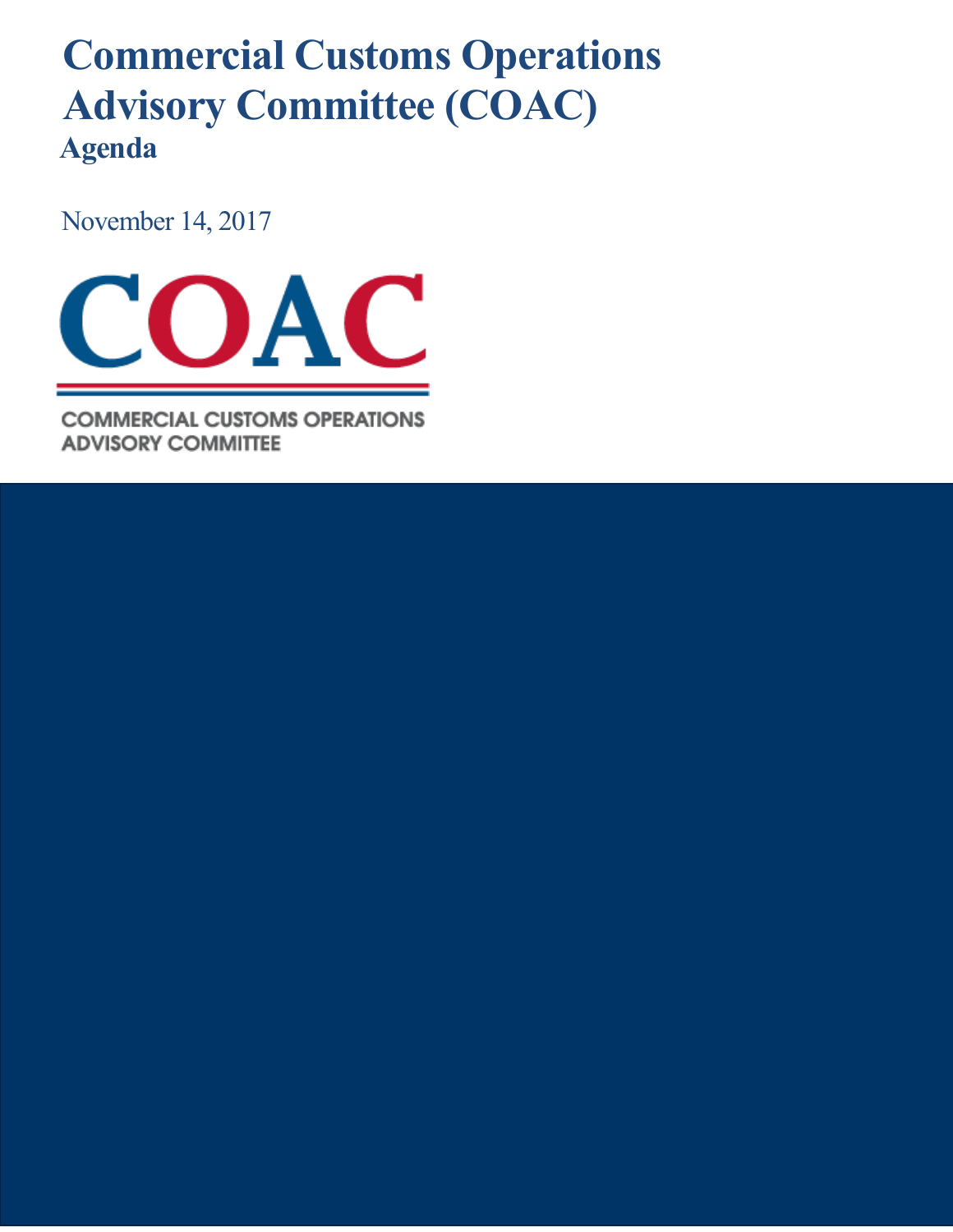# Commercial Customs Operations Advisory Committee (COAC)

## Agenda

November 14, 2017

COAC

COMMERCIAL CUSTOMS OPERATIONS ADVISORY COMMITTEE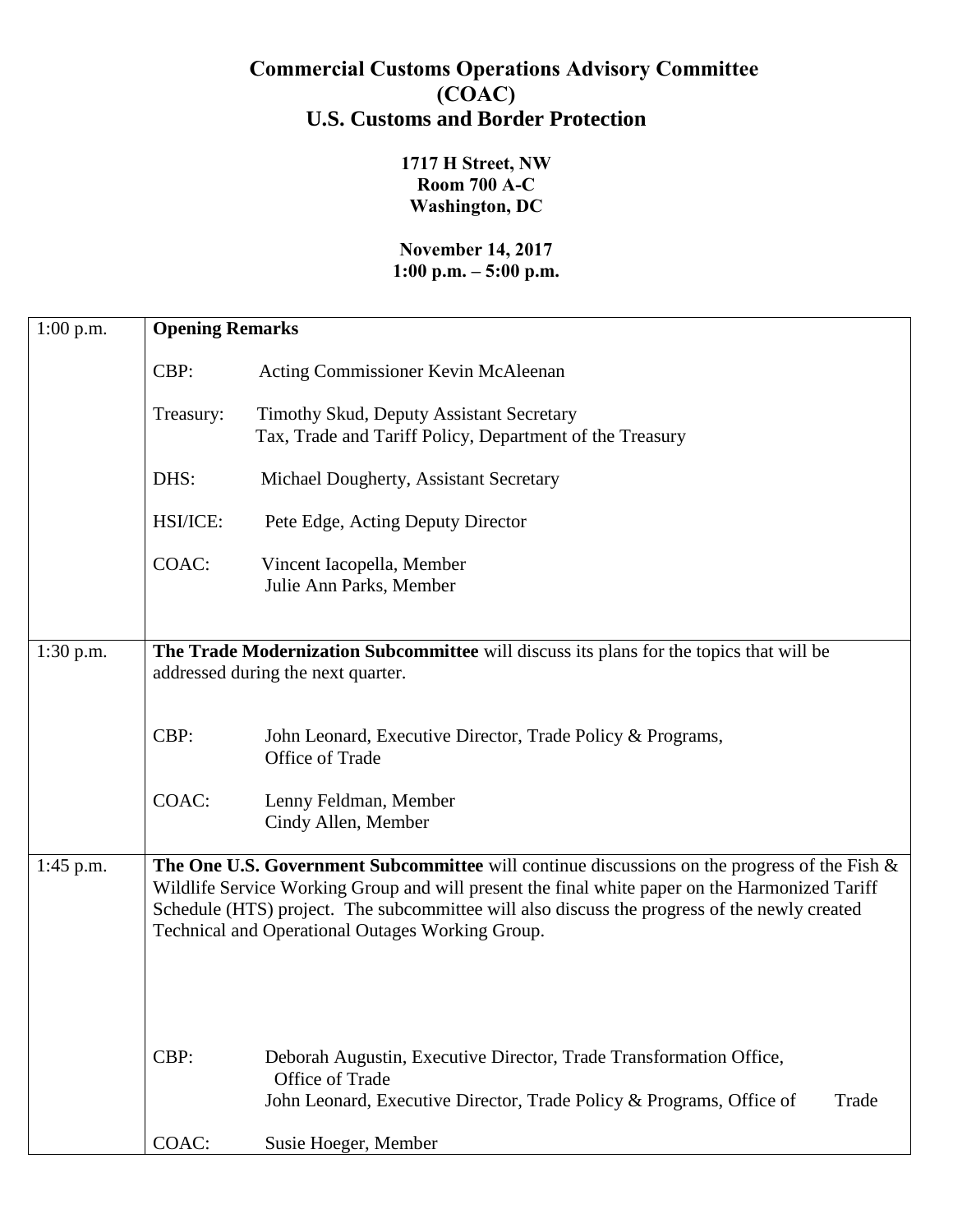**Commercial Customs Operations Advisory Committee (COAC)**
**U.S. Customs and Border Protection**

**1717 H Street, NW**
**Room 700 A-C**
**Washington, DC**

**November 14, 2017**
**1:00 p.m. – 5:00 p.m.**

| | |
|---|---|
| 1:00 p.m. | **Opening Remarks**<br><br>CBP: Acting Commissioner Kevin McAleenan<br><br>Treasury: Timothy Skud, Deputy Assistant Secretary<br>Tax, Trade and Tariff Policy, Department of the Treasury<br><br>DHS: Michael Dougherty, Assistant Secretary<br><br>HSI/ICE: Pete Edge, Acting Deputy Director<br><br>COAC: Vincent Iacopella, Member<br>Julie Ann Parks, Member |
| 1:30 p.m. | **The Trade Modernization Subcommittee** will discuss its plans for the topics that will be addressed during the next quarter.<br><br>CBP: John Leonard, Executive Director, Trade Policy & Programs, Office of Trade<br><br>COAC: Lenny Feldman, Member<br>Cindy Allen, Member |
| 1:45 p.m. | **The One U.S. Government Subcommittee** will continue discussions on the progress of the Fish & Wildlife Service Working Group and will present the final white paper on the Harmonized Tariff Schedule (HTS) project. The subcommittee will also discuss the progress of the newly created Technical and Operational Outages Working Group.<br><br>CBP: Deborah Augustin, Executive Director, Trade Transformation Office, Office of Trade<br>John Leonard, Executive Director, Trade Policy & Programs, Office of Trade<br><br>COAC: Susie Hoeger, Member |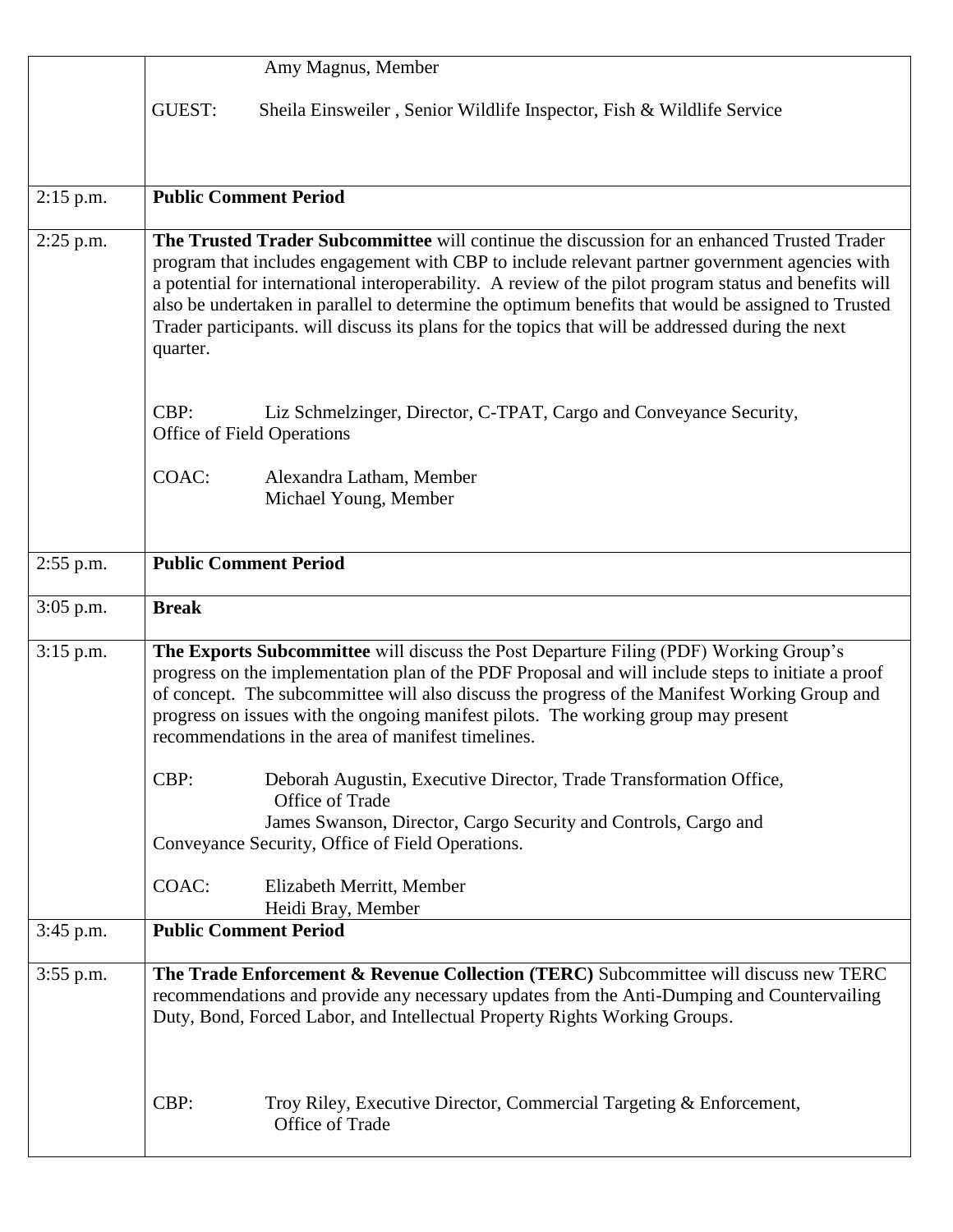| | |
|---|---|
| | Amy Magnus, Member<br><br>GUEST: Sheila Einsweiler , Senior Wildlife Inspector, Fish & Wildlife Service |
| 2:15 p.m. | **Public Comment Period** |
| 2:25 p.m. | **The Trusted Trader Subcommittee** will continue the discussion for an enhanced Trusted Trader program that includes engagement with CBP to include relevant partner government agencies with a potential for international interoperability. A review of the pilot program status and benefits will also be undertaken in parallel to determine the optimum benefits that would be assigned to Trusted Trader participants. will discuss its plans for the topics that will be addressed during the next quarter.<br><br>CBP: Liz Schmelzinger, Director, C-TPAT, Cargo and Conveyance Security, Office of Field Operations<br><br>COAC: Alexandra Latham, Member<br>Michael Young, Member |
| 2:55 p.m. | **Public Comment Period** |
| 3:05 p.m. | **Break** |
| 3:15 p.m. | **The Exports Subcommittee** will discuss the Post Departure Filing (PDF) Working Group's progress on the implementation plan of the PDF Proposal and will include steps to initiate a proof of concept. The subcommittee will also discuss the progress of the Manifest Working Group and progress on issues with the ongoing manifest pilots. The working group may present recommendations in the area of manifest timelines.<br><br>CBP: Deborah Augustin, Executive Director, Trade Transformation Office, Office of Trade<br>James Swanson, Director, Cargo Security and Controls, Cargo and Conveyance Security, Office of Field Operations.<br><br>COAC: Elizabeth Merritt, Member<br>Heidi Bray, Member |
| 3:45 p.m. | **Public Comment Period** |
| 3:55 p.m. | **The Trade Enforcement & Revenue Collection (TERC)** Subcommittee will discuss new TERC recommendations and provide any necessary updates from the Anti-Dumping and Countervailing Duty, Bond, Forced Labor, and Intellectual Property Rights Working Groups.<br><br>CBP: Troy Riley, Executive Director, Commercial Targeting & Enforcement, Office of Trade |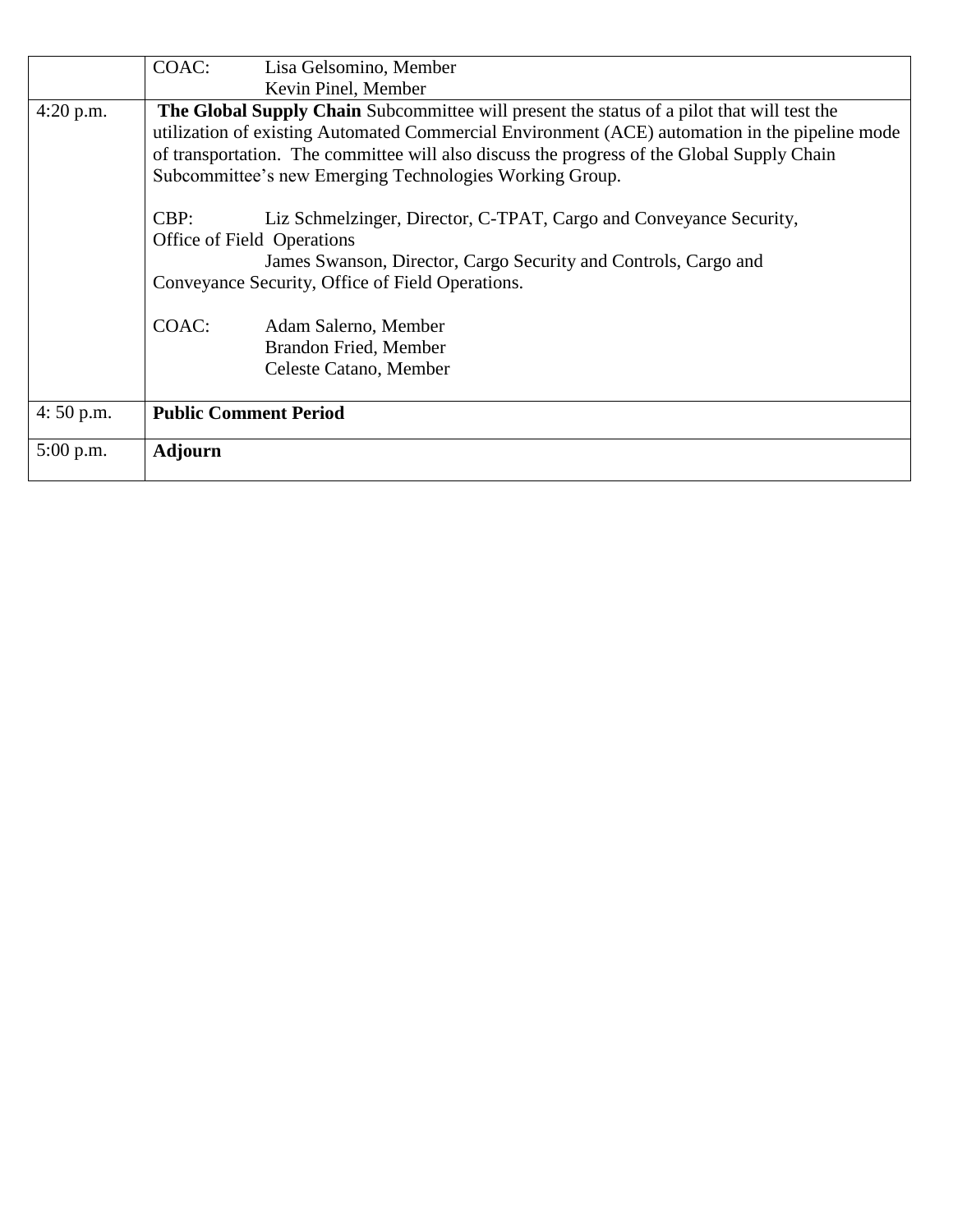| | |
|---|---|
| | COAC: Lisa Gelsomino, Member<br>Kevin Pinel, Member |
| 4:20 p.m. | **The Global Supply Chain** Subcommittee will present the status of a pilot that will test the utilization of existing Automated Commercial Environment (ACE) automation in the pipeline mode of transportation. The committee will also discuss the progress of the Global Supply Chain Subcommittee's new Emerging Technologies Working Group.<br><br>CBP: Liz Schmelzinger, Director, C-TPAT, Cargo and Conveyance Security, Office of Field Operations<br>James Swanson, Director, Cargo Security and Controls, Cargo and Conveyance Security, Office of Field Operations.<br><br>COAC: Adam Salerno, Member<br>Brandon Fried, Member<br>Celeste Catano, Member |
| 4: 50 p.m. | **Public Comment Period** |
| 5:00 p.m. | **Adjourn** |